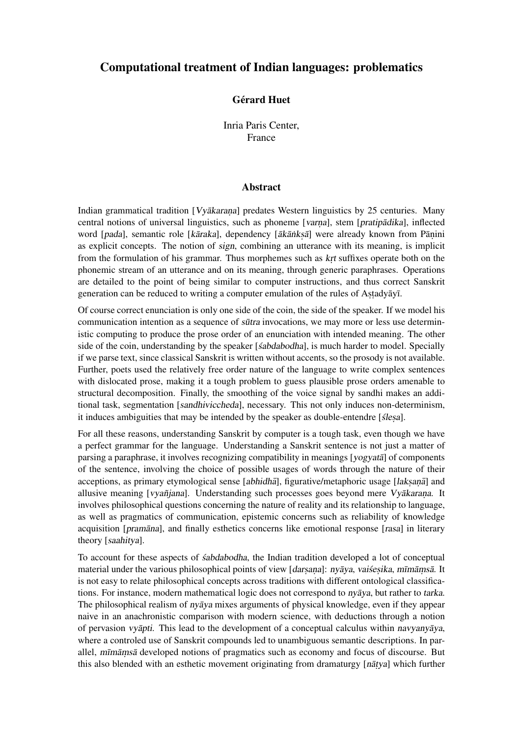# Computational treatment of Indian languages: problematics

**Gérard Huet**

Inria Paris Center,
France

## Abstract

Indian grammatical tradition [*Vyākaraṇa*] predates Western linguistics by 25 centuries. Many central notions of universal linguistics, such as phoneme [*varṇa*], stem [*pratipādika*], inflected word [*pada*], semantic role [*kāraka*], dependency [*ākāṅkṣā*] were already known from Pāṇini as explicit concepts. The notion of *sign*, combining an utterance with its meaning, is implicit from the formulation of his grammar. Thus morphemes such as *kṛt* suffixes operate both on the phonemic stream of an utterance and on its meaning, through generic paraphrases. Operations are detailed to the point of being similar to computer instructions, and thus correct Sanskrit generation can be reduced to writing a computer emulation of the rules of Aṣṭadyāyī.

Of course correct enunciation is only one side of the coin, the side of the speaker. If we model his communication intention as a sequence of *sūtra* invocations, we may more or less use deterministic computing to produce the prose order of an enunciation with intended meaning. The other side of the coin, understanding by the speaker [*śabdabodha*], is much harder to model. Specially if we parse text, since classical Sanskrit is written without accents, so the prosody is not available. Further, poets used the relatively free order nature of the language to write complex sentences with dislocated prose, making it a tough problem to guess plausible prose orders amenable to structural decomposition. Finally, the smoothing of the voice signal by sandhi makes an additional task, segmentation [*sandhiviccheda*], necessary. This not only induces non-determinism, it induces ambiguities that may be intended by the speaker as double-entendre [*śleṣa*].

For all these reasons, understanding Sanskrit by computer is a tough task, even though we have a perfect grammar for the language. Understanding a Sanskrit sentence is not just a matter of parsing a paraphrase, it involves recognizing compatibility in meanings [*yogyatā*] of components of the sentence, involving the choice of possible usages of words through the nature of their acceptions, as primary etymological sense [*abhidhā*], figurative/metaphoric usage [*lakṣaṇā*] and allusive meaning [*vyañjana*]. Understanding such processes goes beyond mere *Vyākaraṇa*. It involves philosophical questions concerning the nature of reality and its relationship to language, as well as pragmatics of communication, epistemic concerns such as reliability of knowledge acquisition [*pramāna*], and finally esthetics concerns like emotional response [*rasa*] in literary theory [*saahitya*].

To account for these aspects of *śabdabodha*, the Indian tradition developed a lot of conceptual material under the various philosophical points of view [*darṣaṇa*]: *nyāya*, *vaiśeṣika*, *mīmāṃsā*. It is not easy to relate philosophical concepts across traditions with different ontological classifications. For instance, modern mathematical logic does not correspond to *nyāya*, but rather to *tarka*. The philosophical realism of *nyāya* mixes arguments of physical knowledge, even if they appear naive in an anachronistic comparison with modern science, with deductions through a notion of pervasion *vyāpti*. This lead to the development of a conceptual calculus within *navyanyāya*, where a controled use of Sanskrit compounds led to unambiguous semantic descriptions. In parallel, *mīmāṃsā* developed notions of pragmatics such as economy and focus of discourse. But this also blended with an esthetic movement originating from dramaturgy [*nāṭya*] which further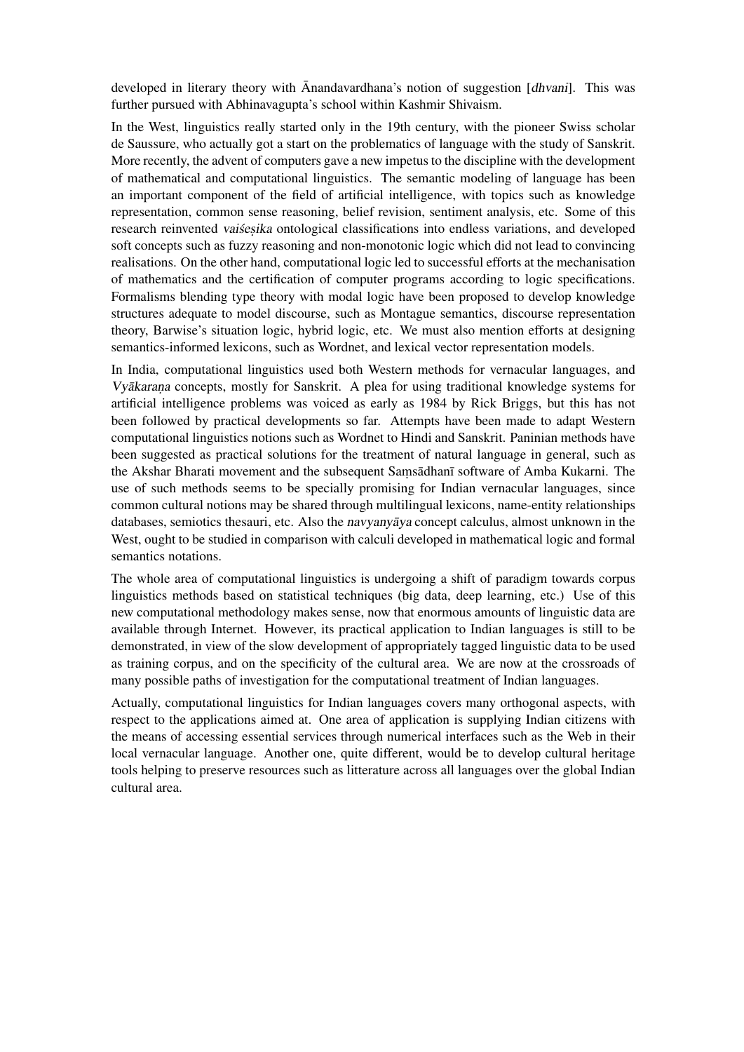developed in literary theory with Ānandavardhana's notion of suggestion [*dhvani*]. This was further pursued with Abhinavagupta's school within Kashmir Shivaism.

In the West, linguistics really started only in the 19th century, with the pioneer Swiss scholar de Saussure, who actually got a start on the problematics of language with the study of Sanskrit. More recently, the advent of computers gave a new impetus to the discipline with the development of mathematical and computational linguistics. The semantic modeling of language has been an important component of the field of artificial intelligence, with topics such as knowledge representation, common sense reasoning, belief revision, sentiment analysis, etc. Some of this research reinvented *vaiśeṣika* ontological classifications into endless variations, and developed soft concepts such as fuzzy reasoning and non-monotonic logic which did not lead to convincing realisations. On the other hand, computational logic led to successful efforts at the mechanisation of mathematics and the certification of computer programs according to logic specifications. Formalisms blending type theory with modal logic have been proposed to develop knowledge structures adequate to model discourse, such as Montague semantics, discourse representation theory, Barwise's situation logic, hybrid logic, etc. We must also mention efforts at designing semantics-informed lexicons, such as Wordnet, and lexical vector representation models.

In India, computational linguistics used both Western methods for vernacular languages, and *Vyākaraṇa* concepts, mostly for Sanskrit. A plea for using traditional knowledge systems for artificial intelligence problems was voiced as early as 1984 by Rick Briggs, but this has not been followed by practical developments so far. Attempts have been made to adapt Western computational linguistics notions such as Wordnet to Hindi and Sanskrit. Paninian methods have been suggested as practical solutions for the treatment of natural language in general, such as the Akshar Bharati movement and the subsequent Saṃsādhanī software of Amba Kukarni. The use of such methods seems to be specially promising for Indian vernacular languages, since common cultural notions may be shared through multilingual lexicons, name-entity relationships databases, semiotics thesauri, etc. Also the *navyanyāya* concept calculus, almost unknown in the West, ought to be studied in comparison with calculi developed in mathematical logic and formal semantics notations.

The whole area of computational linguistics is undergoing a shift of paradigm towards corpus linguistics methods based on statistical techniques (big data, deep learning, etc.) Use of this new computational methodology makes sense, now that enormous amounts of linguistic data are available through Internet. However, its practical application to Indian languages is still to be demonstrated, in view of the slow development of appropriately tagged linguistic data to be used as training corpus, and on the specificity of the cultural area. We are now at the crossroads of many possible paths of investigation for the computational treatment of Indian languages.

Actually, computational linguistics for Indian languages covers many orthogonal aspects, with respect to the applications aimed at. One area of application is supplying Indian citizens with the means of accessing essential services through numerical interfaces such as the Web in their local vernacular language. Another one, quite different, would be to develop cultural heritage tools helping to preserve resources such as litterature across all languages over the global Indian cultural area.